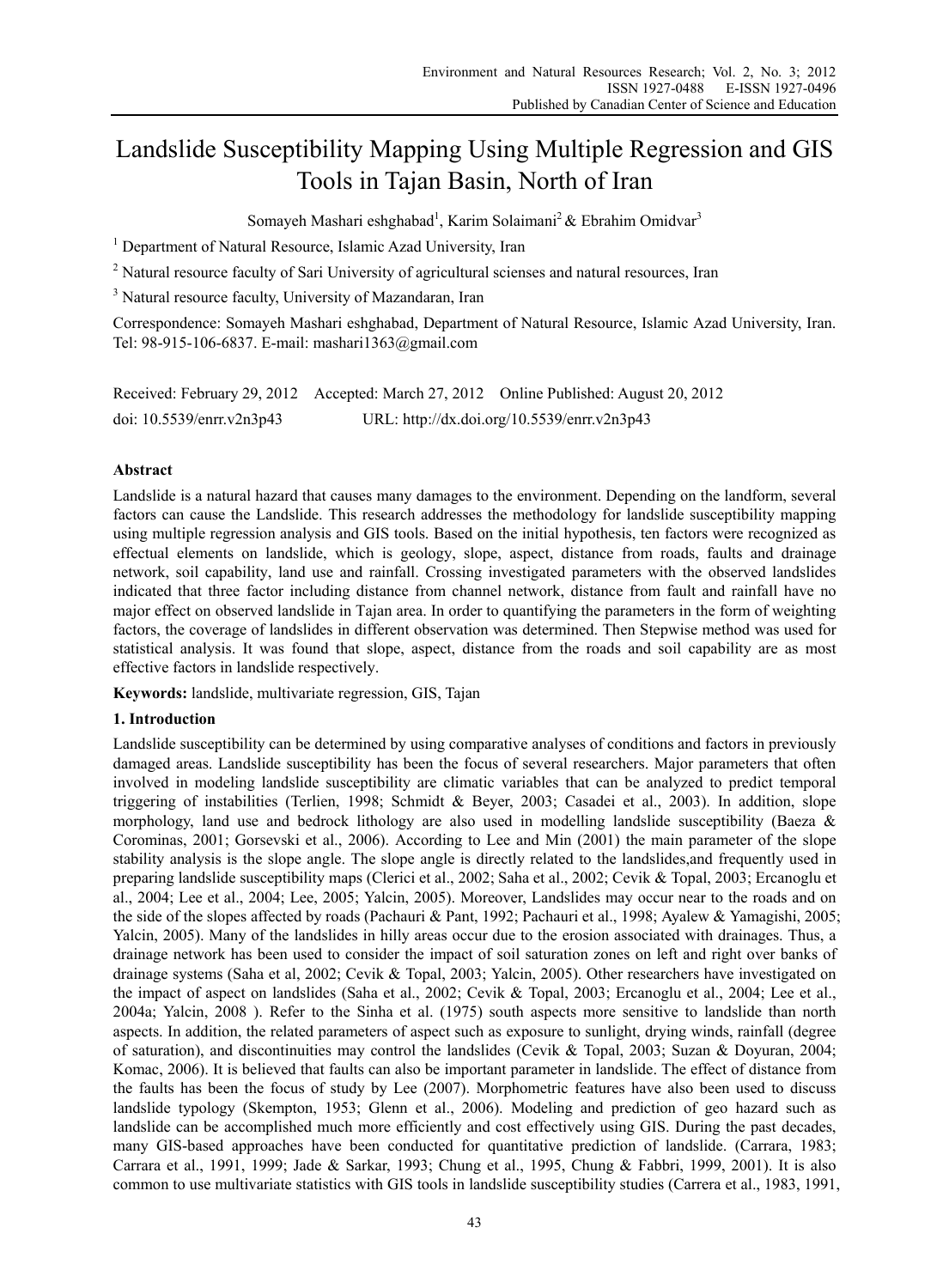# Landslide Susceptibility Mapping Using Multiple Regression and GIS Tools in Tajan Basin, North of Iran

Somayeh Mashari eshghabad[1], Karim Solaimani[2] & Ebrahim Omidvar[3]

[1] Department of Natural Resource, Islamic Azad University, Iran

[2] Natural resource faculty of Sari University of agricultural sciences and natural resources, Iran

[3] Natural resource faculty, University of Mazandaran, Iran

Correspondence: Somayeh Mashari eshghabad, Department of Natural Resource, Islamic Azad University, Iran. Tel: 98-915-106-6837. E-mail: mashari1363@gmail.com

Received: February 29, 2012 Accepted: March 27, 2012 Online Published: August 20, 2012

doi: 10.5539/enrr.v2n3p43 URL: http://dx.doi.org/10.5539/enrr.v2n3p43

## Abstract

Landslide is a natural hazard that causes many damages to the environment. Depending on the landform, several factors can cause the Landslide. This research addresses the methodology for landslide susceptibility mapping using multiple regression analysis and GIS tools. Based on the initial hypothesis, ten factors were recognized as effectual elements on landslide, which is geology, slope, aspect, distance from roads, faults and drainage network, soil capability, land use and rainfall. Crossing investigated parameters with the observed landslides indicated that three factor including distance from channel network, distance from fault and rainfall have no major effect on observed landslide in Tajan area. In order to quantifying the parameters in the form of weighting factors, the coverage of landslides in different observation was determined. Then Stepwise method was used for statistical analysis. It was found that slope, aspect, distance from the roads and soil capability are as most effective factors in landslide respectively.

**Keywords:** landslide, multivariate regression, GIS, Tajan

## 1. Introduction

Landslide susceptibility can be determined by using comparative analyses of conditions and factors in previously damaged areas. Landslide susceptibility has been the focus of several researchers. Major parameters that often involved in modeling landslide susceptibility are climatic variables that can be analyzed to predict temporal triggering of instabilities (Terlien, 1998; Schmidt & Beyer, 2003; Casadei et al., 2003). In addition, slope morphology, land use and bedrock lithology are also used in modelling landslide susceptibility (Baeza & Corominas, 2001; Gorsevski et al., 2006). According to Lee and Min (2001) the main parameter of the slope stability analysis is the slope angle. The slope angle is directly related to the landslides,and frequently used in preparing landslide susceptibility maps (Clerici et al., 2002; Saha et al., 2002; Cevik & Topal, 2003; Ercanoglu et al., 2004; Lee et al., 2004; Lee, 2005; Yalcin, 2005). Moreover, Landslides may occur near to the roads and on the side of the slopes affected by roads (Pachauri & Pant, 1992; Pachauri et al., 1998; Ayalew & Yamagishi, 2005; Yalcin, 2005). Many of the landslides in hilly areas occur due to the erosion associated with drainages. Thus, a drainage network has been used to consider the impact of soil saturation zones on left and right over banks of drainage systems (Saha et al, 2002; Cevik & Topal, 2003; Yalcin, 2005). Other researchers have investigated on the impact of aspect on landslides (Saha et al., 2002; Cevik & Topal, 2003; Ercanoglu et al., 2004; Lee et al., 2004a; Yalcin, 2008 ). Refer to the Sinha et al. (1975) south aspects more sensitive to landslide than north aspects. In addition, the related parameters of aspect such as exposure to sunlight, drying winds, rainfall (degree of saturation), and discontinuities may control the landslides (Cevik & Topal, 2003; Suzan & Doyuran, 2004; Komac, 2006). It is believed that faults can also be important parameter in landslide. The effect of distance from the faults has been the focus of study by Lee (2007). Morphometric features have also been used to discuss landslide typology (Skempton, 1953; Glenn et al., 2006). Modeling and prediction of geo hazard such as landslide can be accomplished much more efficiently and cost effectively using GIS. During the past decades, many GIS-based approaches have been conducted for quantitative prediction of landslide. (Carrara, 1983; Carrara et al., 1991, 1999; Jade & Sarkar, 1993; Chung et al., 1995, Chung & Fabbri, 1999, 2001). It is also common to use multivariate statistics with GIS tools in landslide susceptibility studies (Carrera et al., 1983, 1991,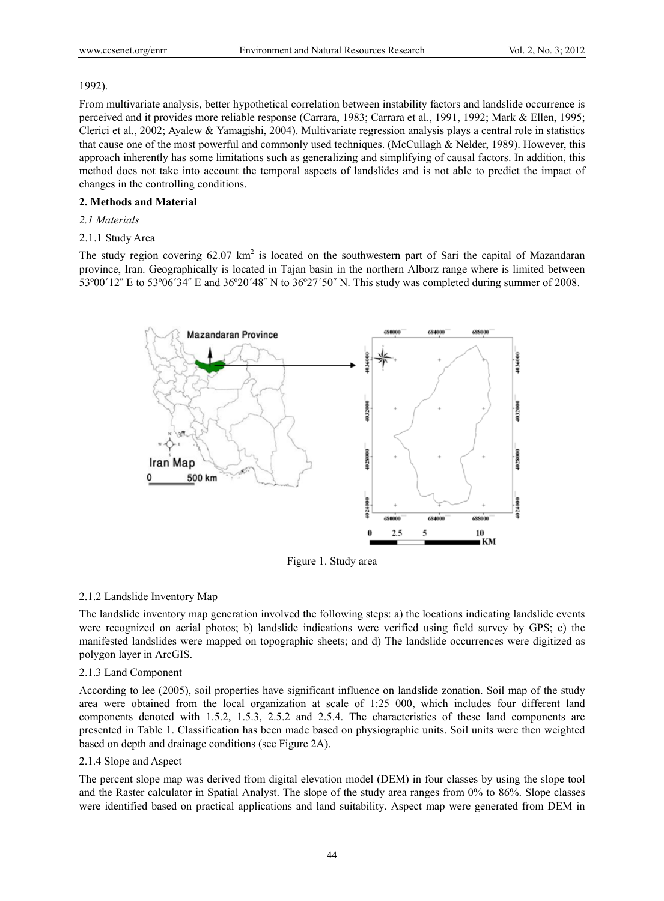1992).

From multivariate analysis, better hypothetical correlation between instability factors and landslide occurrence is perceived and it provides more reliable response (Carrara, 1983; Carrara et al., 1991, 1992; Mark & Ellen, 1995; Clerici et al., 2002; Ayalew & Yamagishi, 2004). Multivariate regression analysis plays a central role in statistics that cause one of the most powerful and commonly used techniques. (McCullagh & Nelder, 1989). However, this approach inherently has some limitations such as generalizing and simplifying of causal factors. In addition, this method does not take into account the temporal aspects of landslides and is not able to predict the impact of changes in the controlling conditions.

## 2. Methods and Material

### *2.1 Materials*

#### 2.1.1 Study Area

The study region covering 62.07 km$^2$ is located on the southwestern part of Sari the capital of Mazandaran province, Iran. Geographically is located in Tajan basin in the northern Alborz range where is limited between 53º00´12″ E to 53º06´34″ E and 36º20´48″ N to 36º27´50″ N. This study was completed during summer of 2008.

Figure 1. Study area

#### 2.1.2 Landslide Inventory Map

The landslide inventory map generation involved the following steps: a) the locations indicating landslide events were recognized on aerial photos; b) landslide indications were verified using field survey by GPS; c) the manifested landslides were mapped on topographic sheets; and d) The landslide occurrences were digitized as polygon layer in ArcGIS.

#### 2.1.3 Land Component

According to lee (2005), soil properties have significant influence on landslide zonation. Soil map of the study area were obtained from the local organization at scale of 1:25 000, which includes four different land components denoted with 1.5.2, 1.5.3, 2.5.2 and 2.5.4. The characteristics of these land components are presented in Table 1. Classification has been made based on physiographic units. Soil units were then weighted based on depth and drainage conditions (see Figure 2A).

#### 2.1.4 Slope and Aspect

The percent slope map was derived from digital elevation model (DEM) in four classes by using the slope tool and the Raster calculator in Spatial Analyst. The slope of the study area ranges from 0% to 86%. Slope classes were identified based on practical applications and land suitability. Aspect map were generated from DEM in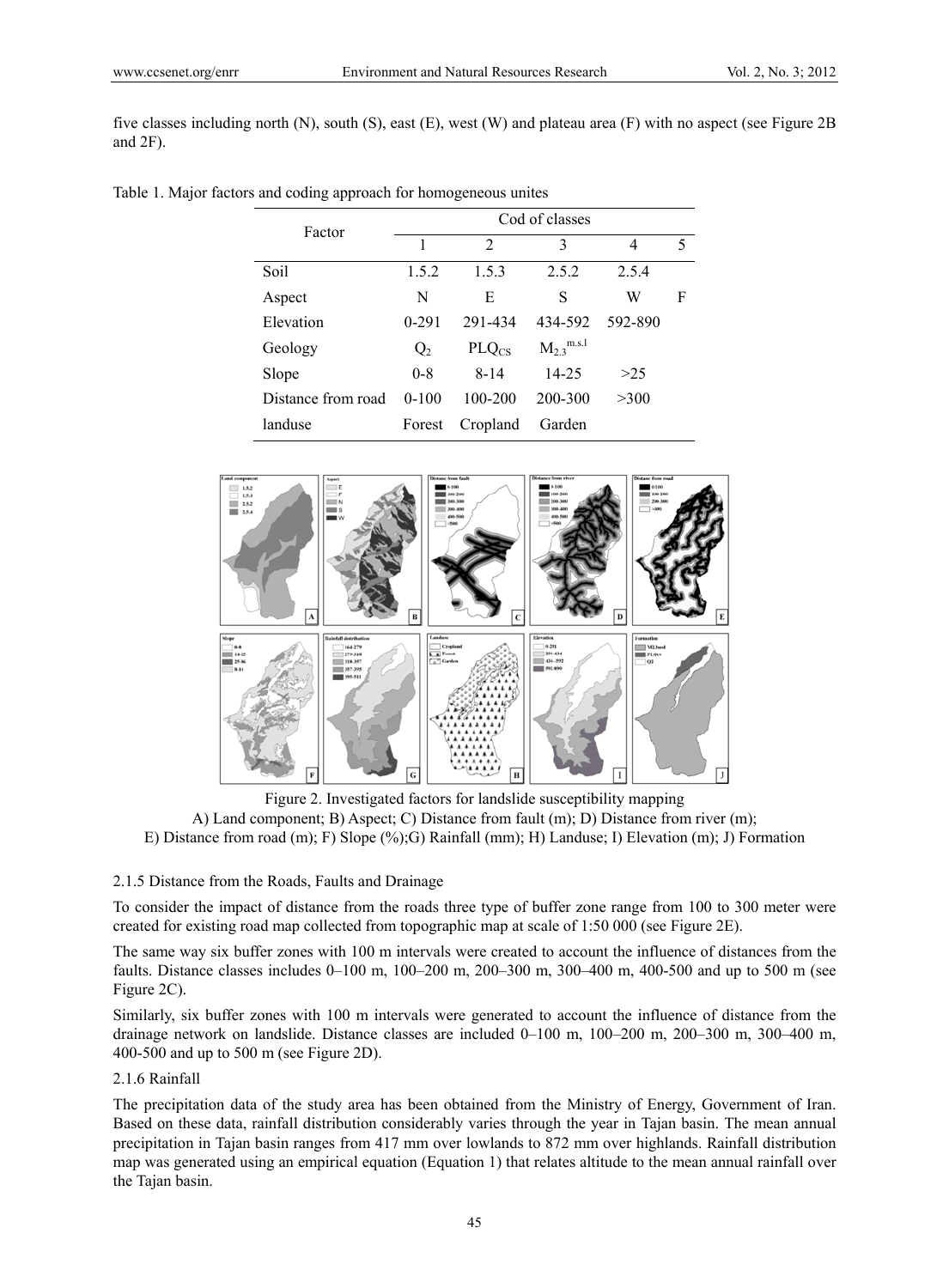five classes including north (N), south (S), east (E), west (W) and plateau area (F) with no aspect (see Figure 2B and 2F).

Table 1. Major factors and coding approach for homogeneous unites

| Factor | Cod of classes | | | | |
|---|---|---|---|---|---|
| | 1 | 2 | 3 | 4 | 5 |
| Soil | 1.5.2 | 1.5.3 | 2.5.2 | 2.5.4 | |
| Aspect | N | E | S | W | F |
| Elevation | 0-291 | 291-434 | 434-592 | 592-890 | |
| Geology | $Q_2$ | $PLQ_{CS}$ | $M_{2.3}^{m.s.l}$ | | |
| Slope | 0-8 | 8-14 | 14-25 | >25 | |
| Distance from road | 0-100 | 100-200 | 200-300 | >300 | |
| landuse | Forest | Cropland | Garden | | |

Figure 2. Investigated factors for landslide susceptibility mapping

A) Land component; B) Aspect; C) Distance from fault (m); D) Distance from river (m); E) Distance from road (m); F) Slope (%);G) Rainfall (mm); H) Landuse; I) Elevation (m); J) Formation

#### 2.1.5 Distance from the Roads, Faults and Drainage

To consider the impact of distance from the roads three type of buffer zone range from 100 to 300 meter were created for existing road map collected from topographic map at scale of 1:50 000 (see Figure 2E).

The same way six buffer zones with 100 m intervals were created to account the influence of distances from the faults. Distance classes includes 0–100 m, 100–200 m, 200–300 m, 300–400 m, 400-500 and up to 500 m (see Figure 2C).

Similarly, six buffer zones with 100 m intervals were generated to account the influence of distance from the drainage network on landslide. Distance classes are included 0–100 m, 100–200 m, 200–300 m, 300–400 m, 400-500 and up to 500 m (see Figure 2D).

#### 2.1.6 Rainfall

The precipitation data of the study area has been obtained from the Ministry of Energy, Government of Iran. Based on these data, rainfall distribution considerably varies through the year in Tajan basin. The mean annual precipitation in Tajan basin ranges from 417 mm over lowlands to 872 mm over highlands. Rainfall distribution map was generated using an empirical equation (Equation 1) that relates altitude to the mean annual rainfall over the Tajan basin.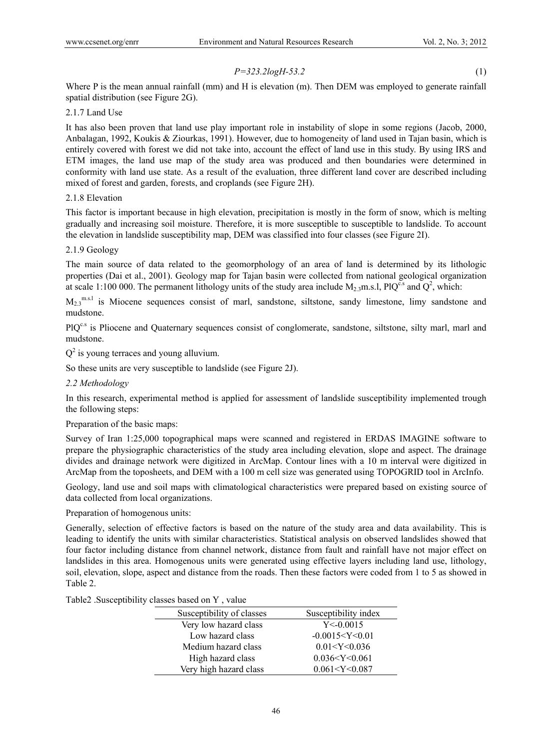$$P=323.2logH-53.2 \quad (1)$$

Where P is the mean annual rainfall (mm) and H is elevation (m). Then DEM was employed to generate rainfall spatial distribution (see Figure 2G).

### 2.1.7 Land Use

It has also been proven that land use play important role in instability of slope in some regions (Jacob, 2000, Anbalagan, 1992, Koukis & Ziourkas, 1991). However, due to homogeneity of land used in Tajan basin, which is entirely covered with forest we did not take into, account the effect of land use in this study. By using IRS and ETM images, the land use map of the study area was produced and then boundaries were determined in conformity with land use state. As a result of the evaluation, three different land cover are described including mixed of forest and garden, forests, and croplands (see Figure 2H).

### 2.1.8 Elevation

This factor is important because in high elevation, precipitation is mostly in the form of snow, which is melting gradually and increasing soil moisture. Therefore, it is more susceptible to susceptible to landslide. To account the elevation in landslide susceptibility map, DEM was classified into four classes (see Figure 2I).

### 2.1.9 Geology

The main source of data related to the geomorphology of an area of land is determined by its lithologic properties (Dai et al., 2001). Geology map for Tajan basin were collected from national geological organization at scale 1:100 000. The permanent lithology units of the study area include $M_{2,3}$m.s.l, $PlQ^{c.s}$ and $Q^2$, which:

$M_{2,3}^{m.s.l}$ is Miocene sequences consist of marl, sandstone, siltstone, sandy limestone, limy sandstone and mudstone.

$PlQ^{c.s}$ is Pliocene and Quaternary sequences consist of conglomerate, sandstone, siltstone, silty marl, marl and mudstone.

$Q^2$ is young terraces and young alluvium.

So these units are very susceptible to landslide (see Figure 2J).

## *2.2 Methodology*

In this research, experimental method is applied for assessment of landslide susceptibility implemented trough the following steps:

Preparation of the basic maps:

Survey of Iran 1:25,000 topographical maps were scanned and registered in ERDAS IMAGINE software to prepare the physiographic characteristics of the study area including elevation, slope and aspect. The drainage divides and drainage network were digitized in ArcMap. Contour lines with a 10 m interval were digitized in ArcMap from the toposheets, and DEM with a 100 m cell size was generated using TOPOGRID tool in ArcInfo.

Geology, land use and soil maps with climatological characteristics were prepared based on existing source of data collected from local organizations.

Preparation of homogenous units:

Generally, selection of effective factors is based on the nature of the study area and data availability. This is leading to identify the units with similar characteristics. Statistical analysis on observed landslides showed that four factor including distance from channel network, distance from fault and rainfall have not major effect on landslides in this area. Homogenous units were generated using effective layers including land use, lithology, soil, elevation, slope, aspect and distance from the roads. Then these factors were coded from 1 to 5 as showed in Table 2.

Table2 .Susceptibility classes based on Y , value

| Susceptibility of classes | Susceptibility index |
|---|---|
| Very low hazard class | $Y<-0.0015$ |
| Low hazard class | $-0.0015<Y<0.01$ |
| Medium hazard class | $0.01<Y<0.036$ |
| High hazard class | $0.036<Y<0.061$ |
| Very high hazard class | $0.061<Y<0.087$ |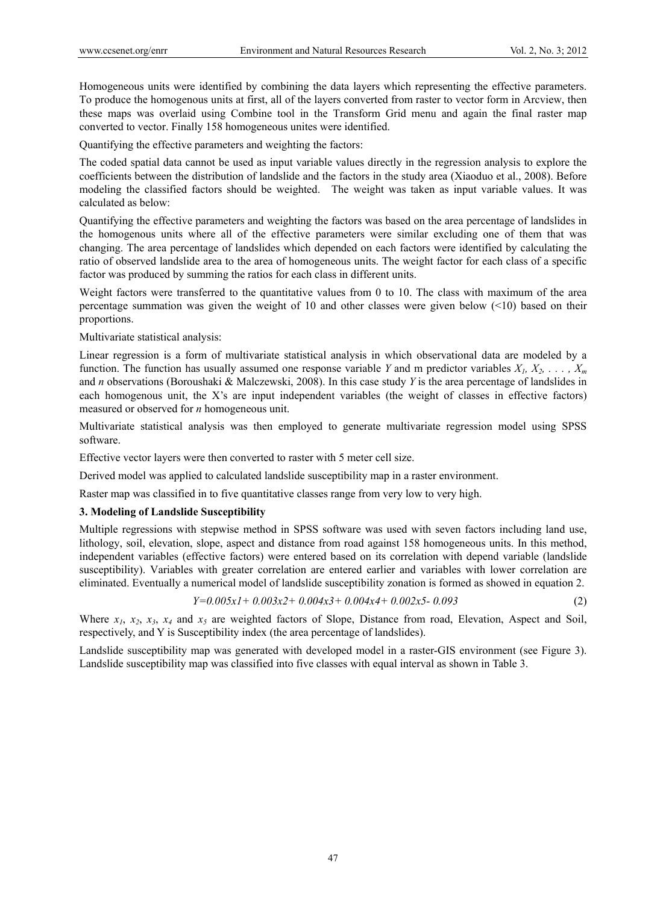Homogeneous units were identified by combining the data layers which representing the effective parameters. To produce the homogenous units at first, all of the layers converted from raster to vector form in Arcview, then these maps was overlaid using Combine tool in the Transform Grid menu and again the final raster map converted to vector. Finally 158 homogeneous unites were identified.

Quantifying the effective parameters and weighting the factors:

The coded spatial data cannot be used as input variable values directly in the regression analysis to explore the coefficients between the distribution of landslide and the factors in the study area (Xiaoduo et al., 2008). Before modeling the classified factors should be weighted. The weight was taken as input variable values. It was calculated as below:

Quantifying the effective parameters and weighting the factors was based on the area percentage of landslides in the homogenous units where all of the effective parameters were similar excluding one of them that was changing. The area percentage of landslides which depended on each factors were identified by calculating the ratio of observed landslide area to the area of homogeneous units. The weight factor for each class of a specific factor was produced by summing the ratios for each class in different units.

Weight factors were transferred to the quantitative values from 0 to 10. The class with maximum of the area percentage summation was given the weight of 10 and other classes were given below (<10) based on their proportions.

Multivariate statistical analysis:

Linear regression is a form of multivariate statistical analysis in which observational data are modeled by a function. The function has usually assumed one response variable $Y$ and m predictor variables $X_1, X_2, \ldots, X_m$ and $n$ observations (Boroushaki & Malczewski, 2008). In this case study $Y$ is the area percentage of landslides in each homogenous unit, the X's are input independent variables (the weight of classes in effective factors) measured or observed for $n$ homogeneous unit.

Multivariate statistical analysis was then employed to generate multivariate regression model using SPSS software.

Effective vector layers were then converted to raster with 5 meter cell size.

Derived model was applied to calculated landslide susceptibility map in a raster environment.

Raster map was classified in to five quantitative classes range from very low to very high.

## 3. Modeling of Landslide Susceptibility

Multiple regressions with stepwise method in SPSS software was used with seven factors including land use, lithology, soil, elevation, slope, aspect and distance from road against 158 homogeneous units. In this method, independent variables (effective factors) were entered based on its correlation with depend variable (landslide susceptibility). Variables with greater correlation are entered earlier and variables with lower correlation are eliminated. Eventually a numerical model of landslide susceptibility zonation is formed as showed in equation 2.

$$Y=0.005x1+0.003x2+0.004x3+0.004x4+0.002x5-0.093 \quad (2)$$

Where $x_1$, $x_2$, $x_3$, $x_4$ and $x_5$ are weighted factors of Slope, Distance from road, Elevation, Aspect and Soil, respectively, and Y is Susceptibility index (the area percentage of landslides).

Landslide susceptibility map was generated with developed model in a raster-GIS environment (see Figure 3). Landslide susceptibility map was classified into five classes with equal interval as shown in Table 3.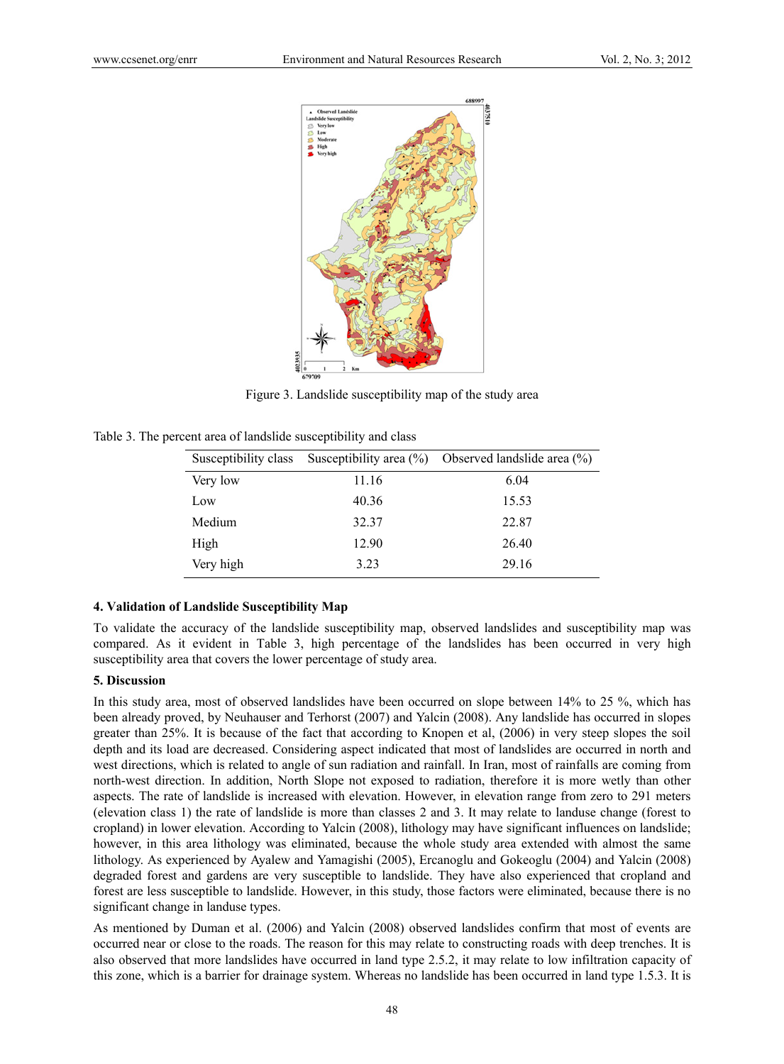Figure 3. Landslide susceptibility map of the study area

Table 3. The percent area of landslide susceptibility and class

| Susceptibility class | Susceptibility area (%) | Observed landslide area (%) |
|---|---|---|
| Very low | 11.16 | 6.04 |
| Low | 40.36 | 15.53 |
| Medium | 32.37 | 22.87 |
| High | 12.90 | 26.40 |
| Very high | 3.23 | 29.16 |

## 4. Validation of Landslide Susceptibility Map

To validate the accuracy of the landslide susceptibility map, observed landslides and susceptibility map was compared. As it evident in Table 3, high percentage of the landslides has been occurred in very high susceptibility area that covers the lower percentage of study area.

## 5. Discussion

In this study area, most of observed landslides have been occurred on slope between 14% to 25 %, which has been already proved, by Neuhauser and Terhorst (2007) and Yalcin (2008). Any landslide has occurred in slopes greater than 25%. It is because of the fact that according to Knopen et al, (2006) in very steep slopes the soil depth and its load are decreased. Considering aspect indicated that most of landslides are occurred in north and west directions, which is related to angle of sun radiation and rainfall. In Iran, most of rainfalls are coming from north-west direction. In addition, North Slope not exposed to radiation, therefore it is more wetly than other aspects. The rate of landslide is increased with elevation. However, in elevation range from zero to 291 meters (elevation class 1) the rate of landslide is more than classes 2 and 3. It may relate to landuse change (forest to cropland) in lower elevation. According to Yalcin (2008), lithology may have significant influences on landslide; however, in this area lithology was eliminated, because the whole study area extended with almost the same lithology. As experienced by Ayalew and Yamagishi (2005), Ercanoglu and Gokeoglu (2004) and Yalcin (2008) degraded forest and gardens are very susceptible to landslide. They have also experienced that cropland and forest are less susceptible to landslide. However, in this study, those factors were eliminated, because there is no significant change in landuse types.

As mentioned by Duman et al. (2006) and Yalcin (2008) observed landslides confirm that most of events are occurred near or close to the roads. The reason for this may relate to constructing roads with deep trenches. It is also observed that more landslides have occurred in land type 2.5.2, it may relate to low infiltration capacity of this zone, which is a barrier for drainage system. Whereas no landslide has been occurred in land type 1.5.3. It is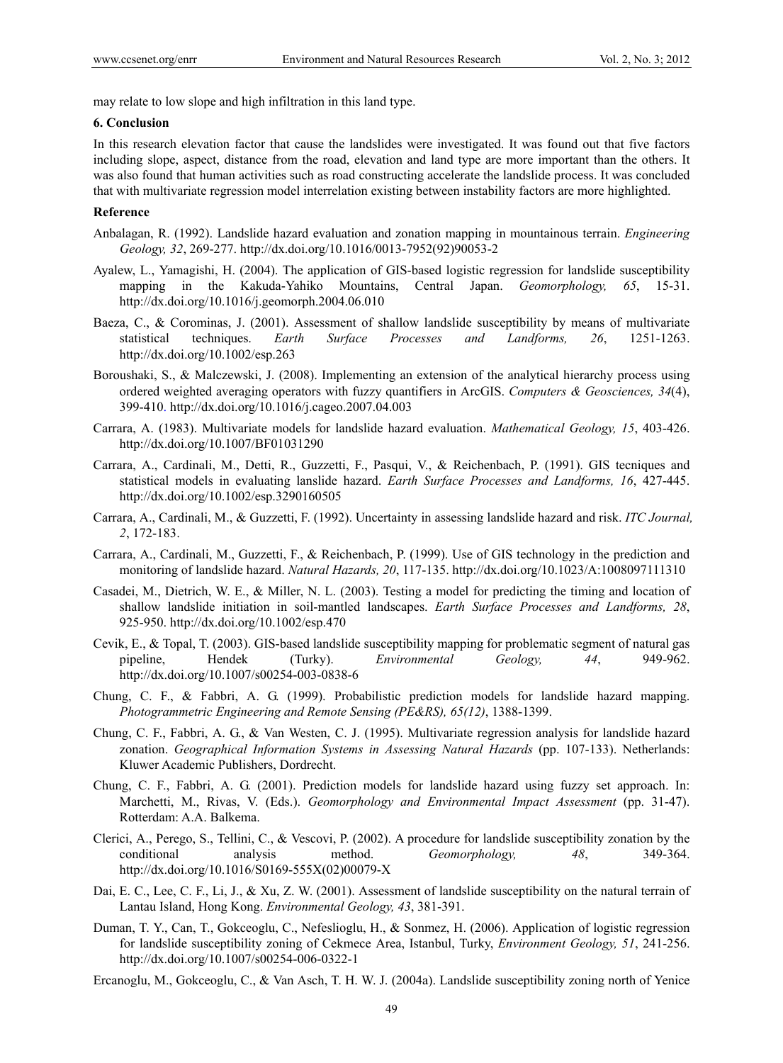may relate to low slope and high infiltration in this land type.

## 6. Conclusion

In this research elevation factor that cause the landslides were investigated. It was found out that five factors including slope, aspect, distance from the road, elevation and land type are more important than the others. It was also found that human activities such as road constructing accelerate the landslide process. It was concluded that with multivariate regression model interrelation existing between instability factors are more highlighted.

## Reference

Anbalagan, R. (1992). Landslide hazard evaluation and zonation mapping in mountainous terrain. *Engineering Geology, 32*, 269-277. http://dx.doi.org/10.1016/0013-7952(92)90053-2

Ayalew, L., Yamagishi, H. (2004). The application of GIS-based logistic regression for landslide susceptibility mapping in the Kakuda-Yahiko Mountains, Central Japan. *Geomorphology, 65*, 15-31. http://dx.doi.org/10.1016/j.geomorph.2004.06.010

Baeza, C., & Corominas, J. (2001). Assessment of shallow landslide susceptibility by means of multivariate statistical techniques. *Earth Surface Processes and Landforms, 26*, 1251-1263. http://dx.doi.org/10.1002/esp.263

Boroushaki, S., & Malczewski, J. (2008). Implementing an extension of the analytical hierarchy process using ordered weighted averaging operators with fuzzy quantifiers in ArcGIS. *Computers & Geosciences, 34*(4), 399-410. http://dx.doi.org/10.1016/j.cageo.2007.04.003

Carrara, A. (1983). Multivariate models for landslide hazard evaluation. *Mathematical Geology, 15*, 403-426. http://dx.doi.org/10.1007/BF01031290

Carrara, A., Cardinali, M., Detti, R., Guzzetti, F., Pasqui, V., & Reichenbach, P. (1991). GIS tecniques and statistical models in evaluating lanslide hazard. *Earth Surface Processes and Landforms, 16*, 427-445. http://dx.doi.org/10.1002/esp.3290160505

Carrara, A., Cardinali, M., & Guzzetti, F. (1992). Uncertainty in assessing landslide hazard and risk. *ITC Journal, 2*, 172-183.

Carrara, A., Cardinali, M., Guzzetti, F., & Reichenbach, P. (1999). Use of GIS technology in the prediction and monitoring of landslide hazard. *Natural Hazards, 20*, 117-135. http://dx.doi.org/10.1023/A:1008097111310

Casadei, M., Dietrich, W. E., & Miller, N. L. (2003). Testing a model for predicting the timing and location of shallow landslide initiation in soil-mantled landscapes. *Earth Surface Processes and Landforms, 28*, 925-950. http://dx.doi.org/10.1002/esp.470

Cevik, E., & Topal, T. (2003). GIS-based landslide susceptibility mapping for problematic segment of natural gas pipeline, Hendek (Turky). *Environmental Geology, 44*, 949-962. http://dx.doi.org/10.1007/s00254-003-0838-6

Chung, C. F., & Fabbri, A. G. (1999). Probabilistic prediction models for landslide hazard mapping. *Photogrammetric Engineering and Remote Sensing (PE&RS), 65(12)*, 1388-1399.

Chung, C. F., Fabbri, A. G., & Van Westen, C. J. (1995). Multivariate regression analysis for landslide hazard zonation. *Geographical Information Systems in Assessing Natural Hazards* (pp. 107-133). Netherlands: Kluwer Academic Publishers, Dordrecht.

Chung, C. F., Fabbri, A. G. (2001). Prediction models for landslide hazard using fuzzy set approach. In: Marchetti, M., Rivas, V. (Eds.). *Geomorphology and Environmental Impact Assessment* (pp. 31-47). Rotterdam: A.A. Balkema.

Clerici, A., Perego, S., Tellini, C., & Vescovi, P. (2002). A procedure for landslide susceptibility zonation by the conditional analysis method. *Geomorphology, 48*, 349-364. http://dx.doi.org/10.1016/S0169-555X(02)00079-X

Dai, E. C., Lee, C. F., Li, J., & Xu, Z. W. (2001). Assessment of landslide susceptibility on the natural terrain of Lantau Island, Hong Kong. *Environmental Geology, 43*, 381-391.

Duman, T. Y., Can, T., Gokceoglu, C., Nefeslioglu, H., & Sonmez, H. (2006). Application of logistic regression for landslide susceptibility zoning of Cekmece Area, Istanbul, Turky, *Environment Geology, 51*, 241-256. http://dx.doi.org/10.1007/s00254-006-0322-1

Ercanoglu, M., Gokceoglu, C., & Van Asch, T. H. W. J. (2004a). Landslide susceptibility zoning north of Yenice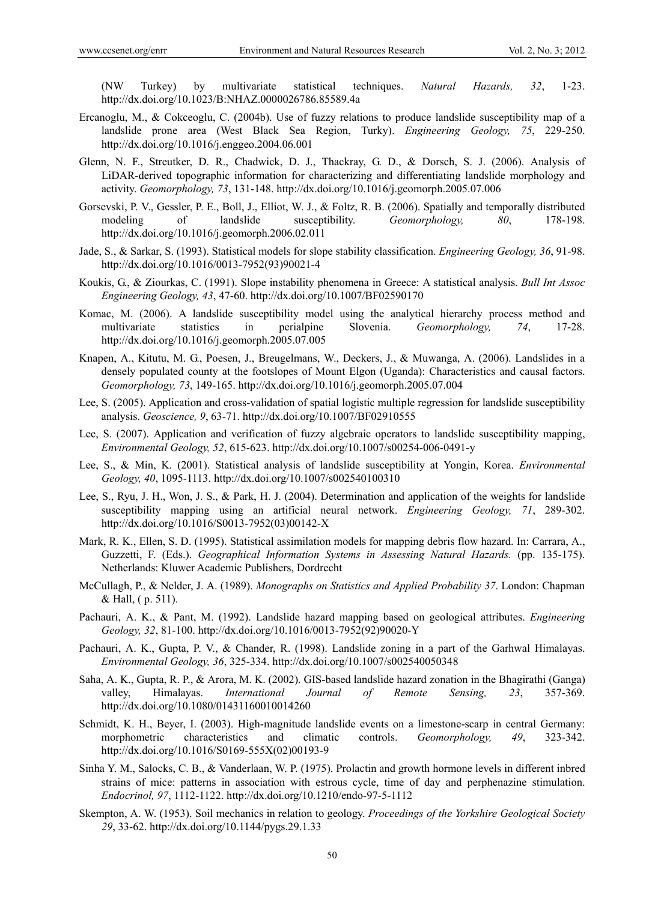(NW Turkey) by multivariate statistical techniques. *Natural Hazards, 32*, 1-23. http://dx.doi.org/10.1023/B:NHAZ.0000026786.85589.4a

Ercanoglu, M., & Cokceoglu, C. (2004b). Use of fuzzy relations to produce landslide susceptibility map of a landslide prone area (West Black Sea Region, Turky). *Engineering Geology, 75*, 229-250. http://dx.doi.org/10.1016/j.enggeo.2004.06.001

Glenn, N. F., Streutker, D. R., Chadwick, D. J., Thackray, G. D., & Dorsch, S. J. (2006). Analysis of LiDAR-derived topographic information for characterizing and differentiating landslide morphology and activity. *Geomorphology, 73*, 131-148. http://dx.doi.org/10.1016/j.geomorph.2005.07.006

Gorsevski, P. V., Gessler, P. E., Boll, J., Elliot, W. J., & Foltz, R. B. (2006). Spatially and temporally distributed modeling of landslide susceptibility. *Geomorphology, 80*, 178-198. http://dx.doi.org/10.1016/j.geomorph.2006.02.011

Jade, S., & Sarkar, S. (1993). Statistical models for slope stability classification. *Engineering Geology, 36*, 91-98. http://dx.doi.org/10.1016/0013-7952(93)90021-4

Koukis, G., & Ziourkas, C. (1991). Slope instability phenomena in Greece: A statistical analysis. *Bull Int Assoc Engineering Geology, 43*, 47-60. http://dx.doi.org/10.1007/BF02590170

Komac, M. (2006). A landslide susceptibility model using the analytical hierarchy process method and multivariate statistics in perialpine Slovenia. *Geomorphology, 74*, 17-28. http://dx.doi.org/10.1016/j.geomorph.2005.07.005

Knapen, A., Kitutu, M. G., Poesen, J., Breugelmans, W., Deckers, J., & Muwanga, A. (2006). Landslides in a densely populated county at the footslopes of Mount Elgon (Uganda): Characteristics and causal factors. *Geomorphology, 73*, 149-165. http://dx.doi.org/10.1016/j.geomorph.2005.07.004

Lee, S. (2005). Application and cross-validation of spatial logistic multiple regression for landslide susceptibility analysis. *Geoscience, 9*, 63-71. http://dx.doi.org/10.1007/BF02910555

Lee, S. (2007). Application and verification of fuzzy algebraic operators to landslide susceptibility mapping, *Environmental Geology, 52*, 615-623. http://dx.doi.org/10.1007/s00254-006-0491-y

Lee, S., & Min, K. (2001). Statistical analysis of landslide susceptibility at Yongin, Korea. *Environmental Geology, 40*, 1095-1113. http://dx.doi.org/10.1007/s002540100310

Lee, S., Ryu, J. H., Won, J. S., & Park, H. J. (2004). Determination and application of the weights for landslide susceptibility mapping using an artificial neural network. *Engineering Geology, 71*, 289-302. http://dx.doi.org/10.1016/S0013-7952(03)00142-X

Mark, R. K., Ellen, S. D. (1995). Statistical assimilation models for mapping debris flow hazard. In: Carrara, A., Guzzetti, F. (Eds.). *Geographical Information Systems in Assessing Natural Hazards.* (pp. 135-175). Netherlands: Kluwer Academic Publishers, Dordrecht

McCullagh, P., & Nelder, J. A. (1989). *Monographs on Statistics and Applied Probability 37*. London: Chapman & Hall, ( p. 511).

Pachauri, A. K., & Pant, M. (1992). Landslide hazard mapping based on geological attributes. *Engineering Geology, 32*, 81-100. http://dx.doi.org/10.1016/0013-7952(92)90020-Y

Pachauri, A. K., Gupta, P. V., & Chander, R. (1998). Landslide zoning in a part of the Garhwal Himalayas. *Environmental Geology, 36*, 325-334. http://dx.doi.org/10.1007/s002540050348

Saha, A. K., Gupta, R. P., & Arora, M. K. (2002). GIS-based landslide hazard zonation in the Bhagirathi (Ganga) valley, Himalayas. *International Journal of Remote Sensing, 23*, 357-369. http://dx.doi.org/10.1080/01431160010014260

Schmidt, K. H., Beyer, I. (2003). High-magnitude landslide events on a limestone-scarp in central Germany: morphometric characteristics and climatic controls. *Geomorphology, 49*, 323-342. http://dx.doi.org/10.1016/S0169-555X(02)00193-9

Sinha Y. M., Salocks, C. B., & Vanderlaan, W. P. (1975). Prolactin and growth hormone levels in different inbred strains of mice: patterns in association with estrous cycle, time of day and perphenazine stimulation. *Endocrinol, 97*, 1112-1122. http://dx.doi.org/10.1210/endo-97-5-1112

Skempton, A. W. (1953). Soil mechanics in relation to geology. *Proceedings of the Yorkshire Geological Society 29*, 33-62. http://dx.doi.org/10.1144/pygs.29.1.33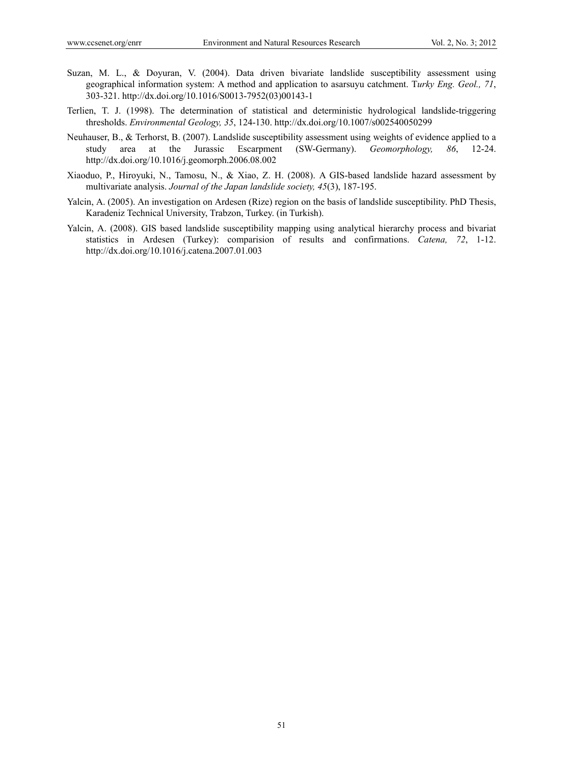Suzan, M. L., & Doyuran, V. (2004). Data driven bivariate landslide susceptibility assessment using geographical information system: A method and application to asarsuyu catchment. T*urky Eng. Geol., 71*, 303-321. http://dx.doi.org/10.1016/S0013-7952(03)00143-1

Terlien, T. J. (1998). The determination of statistical and deterministic hydrological landslide-triggering thresholds. *Environmental Geology, 35*, 124-130. http://dx.doi.org/10.1007/s002540050299

Neuhauser, B., & Terhorst, B. (2007). Landslide susceptibility assessment using weights of evidence applied to a study area at the Jurassic Escarpment (SW-Germany). *Geomorphology, 86*, 12-24. http://dx.doi.org/10.1016/j.geomorph.2006.08.002

Xiaoduo, P., Hiroyuki, N., Tamosu, N., & Xiao, Z. H. (2008). A GIS-based landslide hazard assessment by multivariate analysis. *Journal of the Japan landslide society, 45*(3), 187-195.

Yalcin, A. (2005). An investigation on Ardesen (Rize) region on the basis of landslide susceptibility. PhD Thesis, Karadeniz Technical University, Trabzon, Turkey. (in Turkish).

Yalcin, A. (2008). GIS based landslide susceptibility mapping using analytical hierarchy process and bivariat statistics in Ardesen (Turkey): comparision of results and confirmations. *Catena, 72*, 1-12. http://dx.doi.org/10.1016/j.catena.2007.01.003